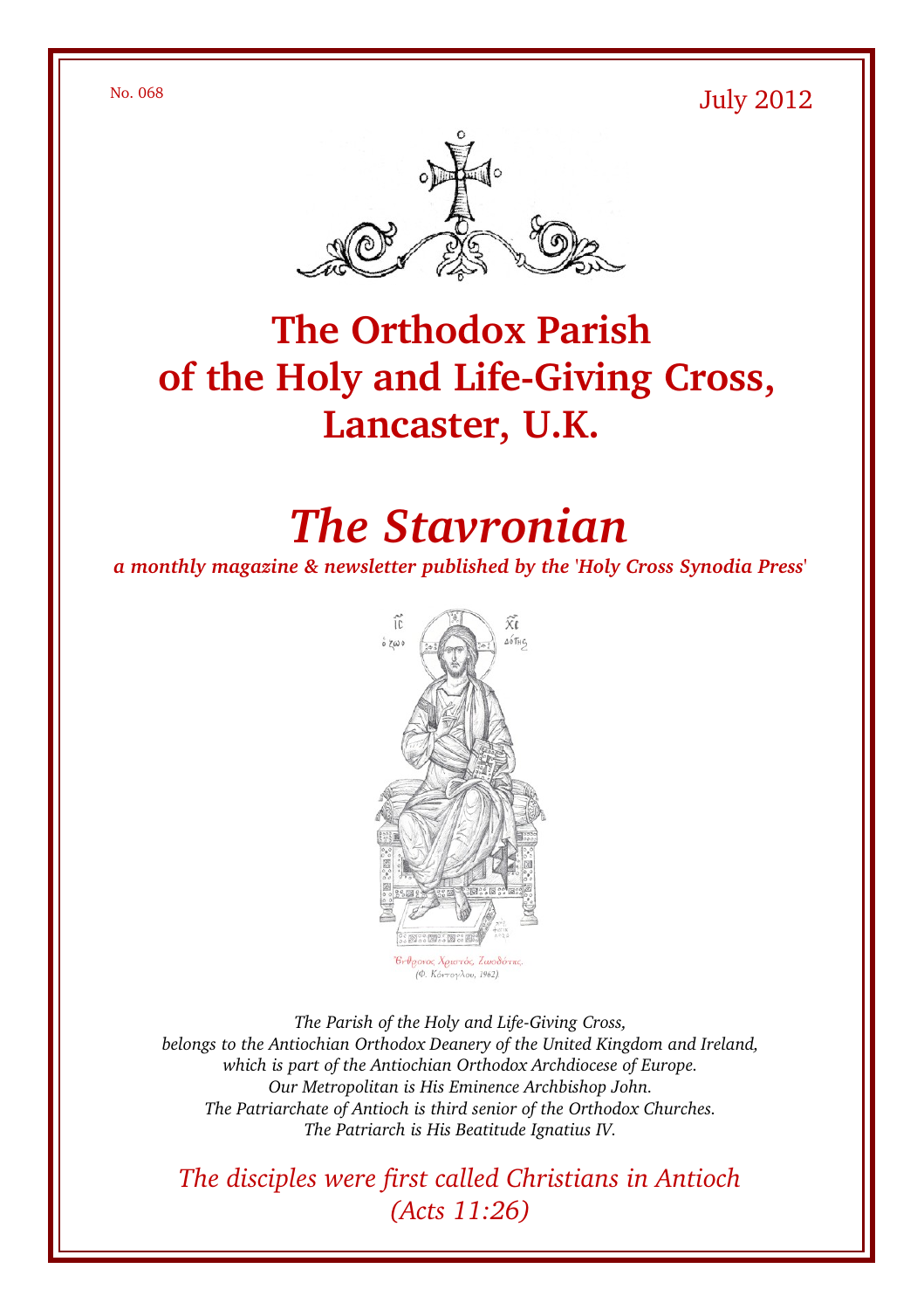No. 068

July 2012

# The Orthodox Parish of the Holy and Life-Giving Cross, Lancaster, U.K.

# *The Stavronian*

***a monthly magazine & newsletter published by the 'Holy Cross Synodia Press'***

ΙC ὁ ζωο ΧC δότης

Ἔνθρονος Χριστός, Ζωοδότης.
(Φ. Κόντογλου, 1962)

*The Parish of the Holy and Life-Giving Cross,*
*belongs to the Antiochian Orthodox Deanery of the United Kingdom and Ireland,*
*which is part of the Antiochian Orthodox Archdiocese of Europe.*
*Our Metropolitan is His Eminence Archbishop John.*
*The Patriarchate of Antioch is third senior of the Orthodox Churches.*
*The Patriarch is His Beatitude Ignatius IV.*

*The disciples were first called Christians in Antioch*
*(Acts 11:26)*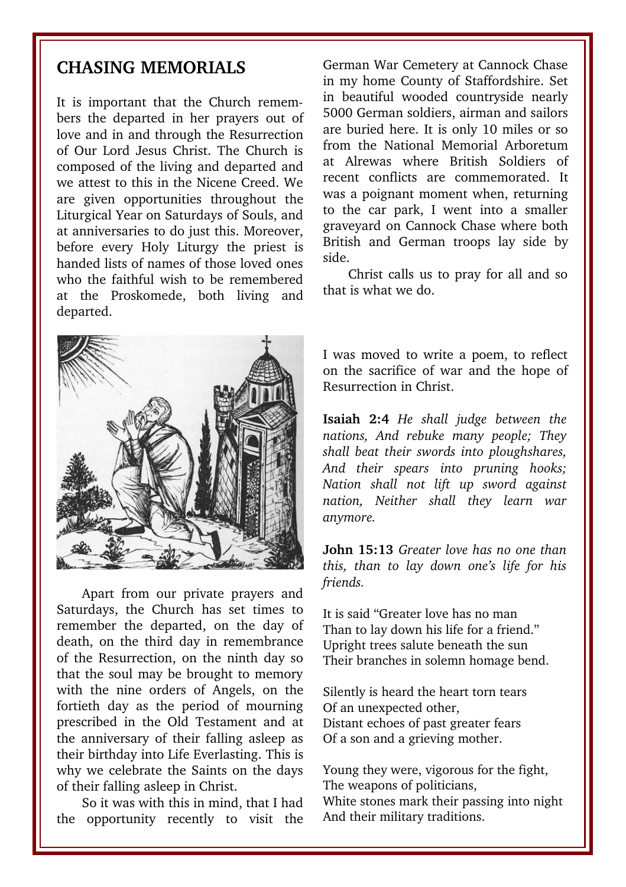## CHASING MEMORIALS

It is important that the Church remembers the departed in her prayers out of love and in and through the Resurrection of Our Lord Jesus Christ. The Church is composed of the living and departed and we attest to this in the Nicene Creed. We are given opportunities throughout the Liturgical Year on Saturdays of Souls, and at anniversaries to do just this. Moreover, before every Holy Liturgy the priest is handed lists of names of those loved ones who the faithful wish to be remembered at the Proskomede, both living and departed.

Apart from our private prayers and Saturdays, the Church has set times to remember the departed, on the day of death, on the third day in remembrance of the Resurrection, on the ninth day so that the soul may be brought to memory with the nine orders of Angels, on the fortieth day as the period of mourning prescribed in the Old Testament and at the anniversary of their falling asleep as their birthday into Life Everlasting. This is why we celebrate the Saints on the days of their falling asleep in Christ.

So it was with this in mind, that I had the opportunity recently to visit the German War Cemetery at Cannock Chase in my home County of Staffordshire. Set in beautiful wooded countryside nearly 5000 German soldiers, airman and sailors are buried here. It is only 10 miles or so from the National Memorial Arboretum at Alrewas where British Soldiers of recent conflicts are commemorated. It was a poignant moment when, returning to the car park, I went into a smaller graveyard on Cannock Chase where both British and German troops lay side by side.

Christ calls us to pray for all and so that is what we do.

I was moved to write a poem, to reflect on the sacrifice of war and the hope of Resurrection in Christ.

**Isaiah 2:4** *He shall judge between the nations, And rebuke many people; They shall beat their swords into ploughshares, And their spears into pruning hooks; Nation shall not lift up sword against nation, Neither shall they learn war anymore.*

**John 15:13** *Greater love has no one than this, than to lay down one's life for his friends.*

It is said "Greater love has no man
Than to lay down his life for a friend."
Upright trees salute beneath the sun
Their branches in solemn homage bend.

Silently is heard the heart torn tears
Of an unexpected other,
Distant echoes of past greater fears
Of a son and a grieving mother.

Young they were, vigorous for the fight,
The weapons of politicians,
White stones mark their passing into night
And their military traditions.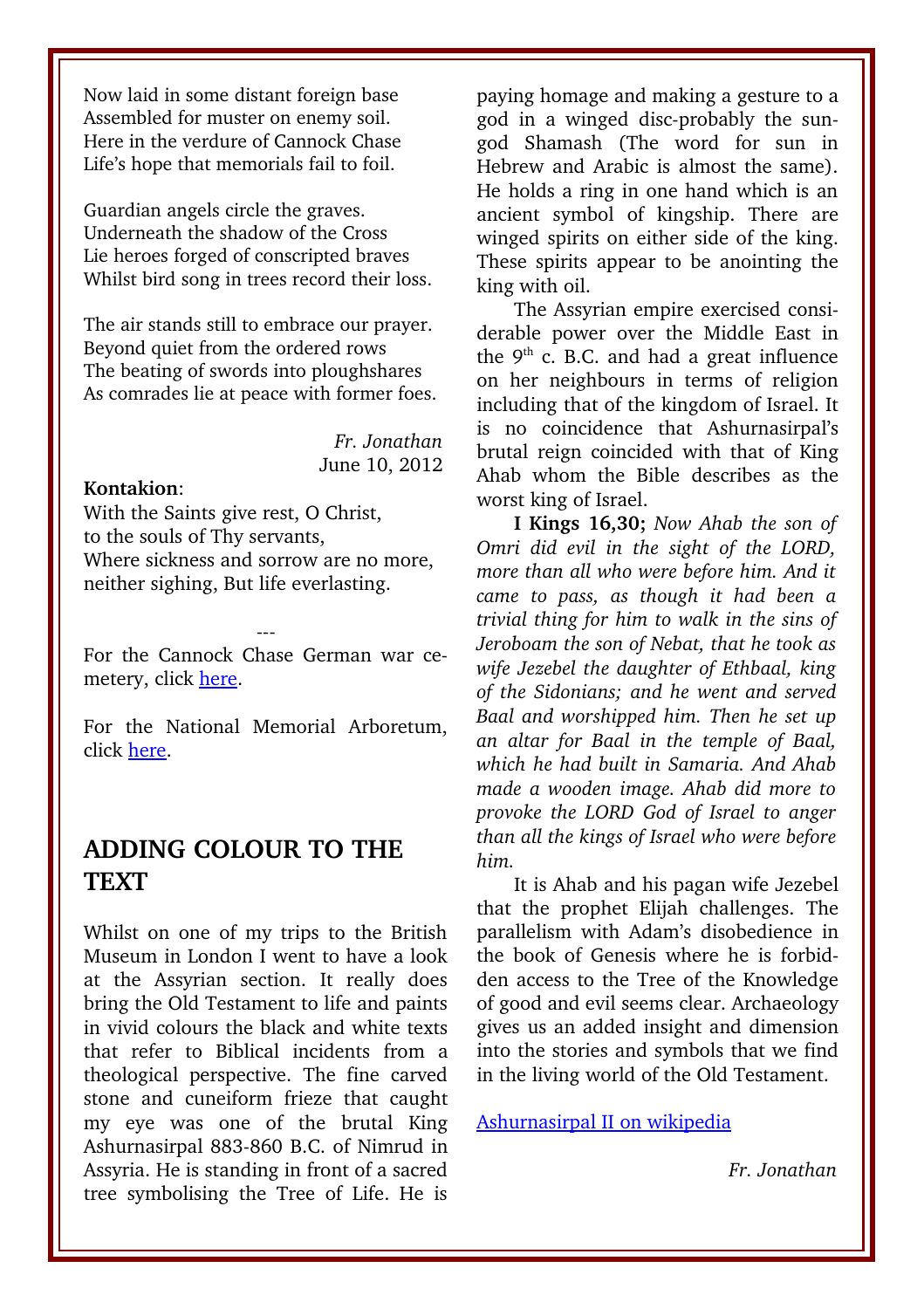Now laid in some distant foreign base
Assembled for muster on enemy soil.
Here in the verdure of Cannock Chase
Life's hope that memorials fail to foil.

Guardian angels circle the graves.
Underneath the shadow of the Cross
Lie heroes forged of conscripted braves
Whilst bird song in trees record their loss.

The air stands still to embrace our prayer.
Beyond quiet from the ordered rows
The beating of swords into ploughshares
As comrades lie at peace with former foes.

*Fr. Jonathan*
June 10, 2012

**Kontakion**:
With the Saints give rest, O Christ,
to the souls of Thy servants,
Where sickness and sorrow are no more,
neither sighing, But life everlasting.

---

For the Cannock Chase German war cemetery, click here.

For the National Memorial Arboretum, click here.

## ADDING COLOUR TO THE TEXT

Whilst on one of my trips to the British Museum in London I went to have a look at the Assyrian section. It really does bring the Old Testament to life and paints in vivid colours the black and white texts that refer to Biblical incidents from a theological perspective. The fine carved stone and cuneiform frieze that caught my eye was one of the brutal King Ashurnasirpal 883-860 B.C. of Nimrud in Assyria. He is standing in front of a sacred tree symbolising the Tree of Life. He is paying homage and making a gesture to a god in a winged disc-probably the sun-god Shamash (The word for sun in Hebrew and Arabic is almost the same). He holds a ring in one hand which is an ancient symbol of kingship. There are winged spirits on either side of the king. These spirits appear to be anointing the king with oil.

The Assyrian empire exercised considerable power over the Middle East in the 9th c. B.C. and had a great influence on her neighbours in terms of religion including that of the kingdom of Israel. It is no coincidence that Ashurnasirpal's brutal reign coincided with that of King Ahab whom the Bible describes as the worst king of Israel.

**I Kings 16,30;** *Now Ahab the son of Omri did evil in the sight of the LORD, more than all who were before him. And it came to pass, as though it had been a trivial thing for him to walk in the sins of Jeroboam the son of Nebat, that he took as wife Jezebel the daughter of Ethbaal, king of the Sidonians; and he went and served Baal and worshipped him. Then he set up an altar for Baal in the temple of Baal, which he had built in Samaria. And Ahab made a wooden image. Ahab did more to provoke the LORD God of Israel to anger than all the kings of Israel who were before him.*

It is Ahab and his pagan wife Jezebel that the prophet Elijah challenges. The parallelism with Adam's disobedience in the book of Genesis where he is forbidden access to the Tree of the Knowledge of good and evil seems clear. Archaeology gives us an added insight and dimension into the stories and symbols that we find in the living world of the Old Testament.

Ashurnasirpal II on wikipedia

*Fr. Jonathan*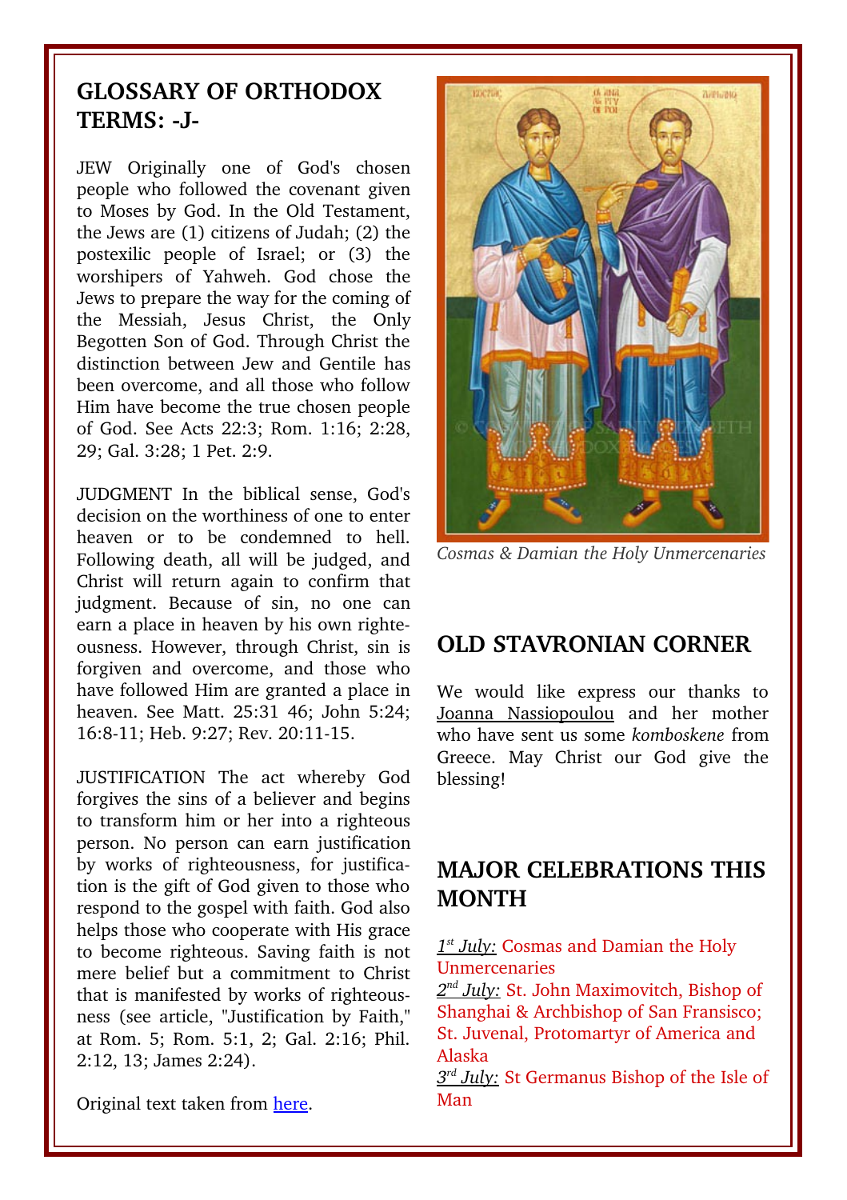## GLOSSARY OF ORTHODOX TERMS: -J-

JEW Originally one of God's chosen people who followed the covenant given to Moses by God. In the Old Testament, the Jews are (1) citizens of Judah; (2) the postexilic people of Israel; or (3) the worshipers of Yahweh. God chose the Jews to prepare the way for the coming of the Messiah, Jesus Christ, the Only Begotten Son of God. Through Christ the distinction between Jew and Gentile has been overcome, and all those who follow Him have become the true chosen people of God. See Acts 22:3; Rom. 1:16; 2:28, 29; Gal. 3:28; 1 Pet. 2:9.

JUDGMENT In the biblical sense, God's decision on the worthiness of one to enter heaven or to be condemned to hell. Following death, all will be judged, and Christ will return again to confirm that judgment. Because of sin, no one can earn a place in heaven by his own righteousness. However, through Christ, sin is forgiven and overcome, and those who have followed Him are granted a place in heaven. See Matt. 25:31 46; John 5:24; 16:8-11; Heb. 9:27; Rev. 20:11-15.

JUSTIFICATION The act whereby God forgives the sins of a believer and begins to transform him or her into a righteous person. No person can earn justification by works of righteousness, for justification is the gift of God given to those who respond to the gospel with faith. God also helps those who cooperate with His grace to become righteous. Saving faith is not mere belief but a commitment to Christ that is manifested by works of righteousness (see article, "Justification by Faith," at Rom. 5; Rom. 5:1, 2; Gal. 2:16; Phil. 2:12, 13; James 2:24).

Original text taken from here.

*Cosmas & Damian the Holy Unmercenaries*

## OLD STAVRONIAN CORNER

We would like express our thanks to Joanna Nassiopoulou and her mother who have sent us some *komboskene* from Greece. May Christ our God give the blessing!

## MAJOR CELEBRATIONS THIS MONTH

*1st July:* Cosmas and Damian the Holy Unmercenaries
*2nd July:* St. John Maximovitch, Bishop of Shanghai & Archbishop of San Fransisco; St. Juvenal, Protomartyr of America and Alaska
*3rd July:* St Germanus Bishop of the Isle of Man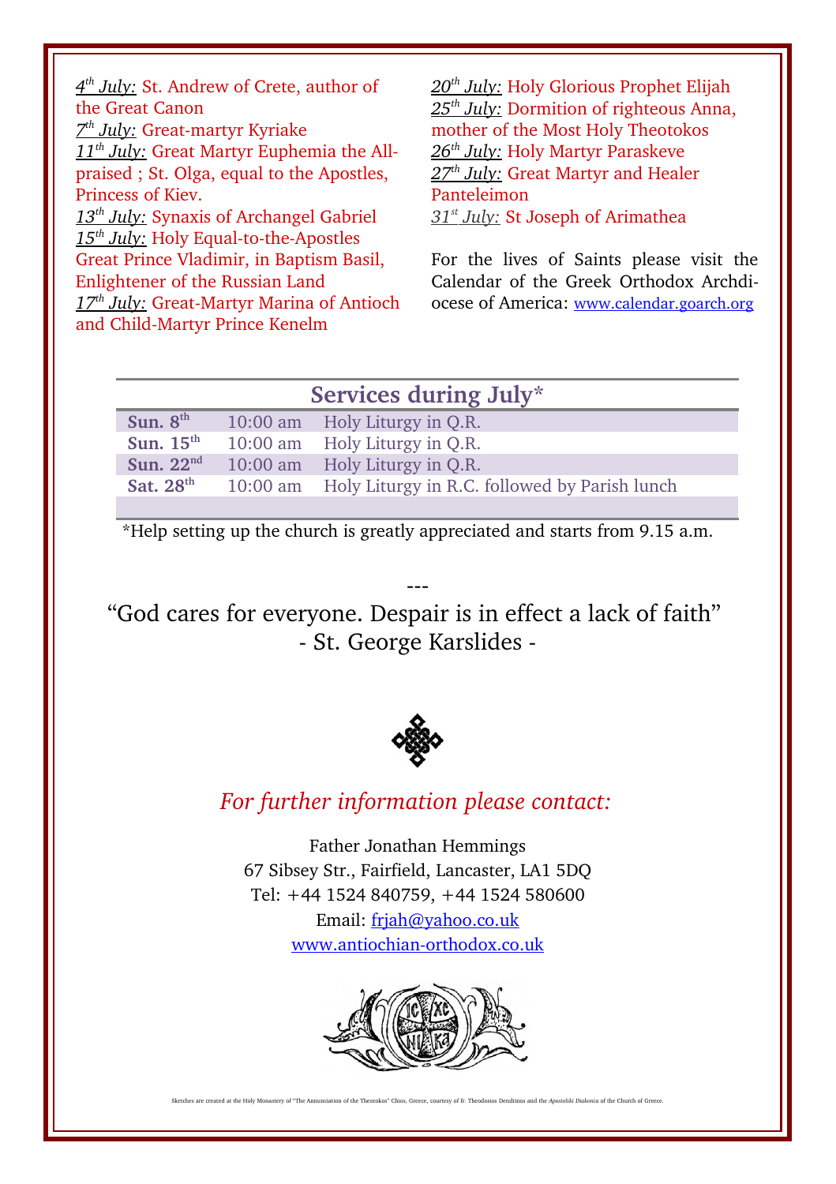*4th July:* St. Andrew of Crete, author of the Great Canon
*7th July:* Great-martyr Kyriake
*11th July:* Great Martyr Euphemia the All-praised ; St. Olga, equal to the Apostles, Princess of Kiev.
*13th July:* Synaxis of Archangel Gabriel
*15th July:* Holy Equal-to-the-Apostles Great Prince Vladimir, in Baptism Basil, Enlightener of the Russian Land
*17th July:* Great-Martyr Marina of Antioch and Child-Martyr Prince Kenelm
*20th July:* Holy Glorious Prophet Elijah
*25th July:* Dormition of righteous Anna, mother of the Most Holy Theotokos
*26th July:* Holy Martyr Paraskeve
*27th July:* Great Martyr and Healer Panteleimon
*31st July:* St Joseph of Arimathea

For the lives of Saints please visit the Calendar of the Greek Orthodox Archdiocese of America: www.calendar.goarch.org

## Services during July*

| | | |
|---|---|---|
| **Sun. 8th** | 10:00 am | Holy Liturgy in Q.R. |
| **Sun. 15th** | 10:00 am | Holy Liturgy in Q.R. |
| **Sun. 22nd** | 10:00 am | Holy Liturgy in Q.R. |
| **Sat. 28th** | 10:00 am | Holy Liturgy in R.C. followed by Parish lunch |

*Help setting up the church is greatly appreciated and starts from 9.15 a.m.

---

"God cares for everyone. Despair is in effect a lack of faith"
- St. George Karslides -

*For further information please contact:*

Father Jonathan Hemmings
67 Sibsey Str., Fairfield, Lancaster, LA1 5DQ
Tel: +44 1524 840759, +44 1524 580600
Email: frjah@yahoo.co.uk
www.antiochian-orthodox.co.uk

Sketches are created at the Holy Monastery of "The Annunciation of the Theotokos" Chios, Greece, courtesy of fr. Theodosios Dendrinos and the *Apostoliki Diakonia* of the Church of Greece.